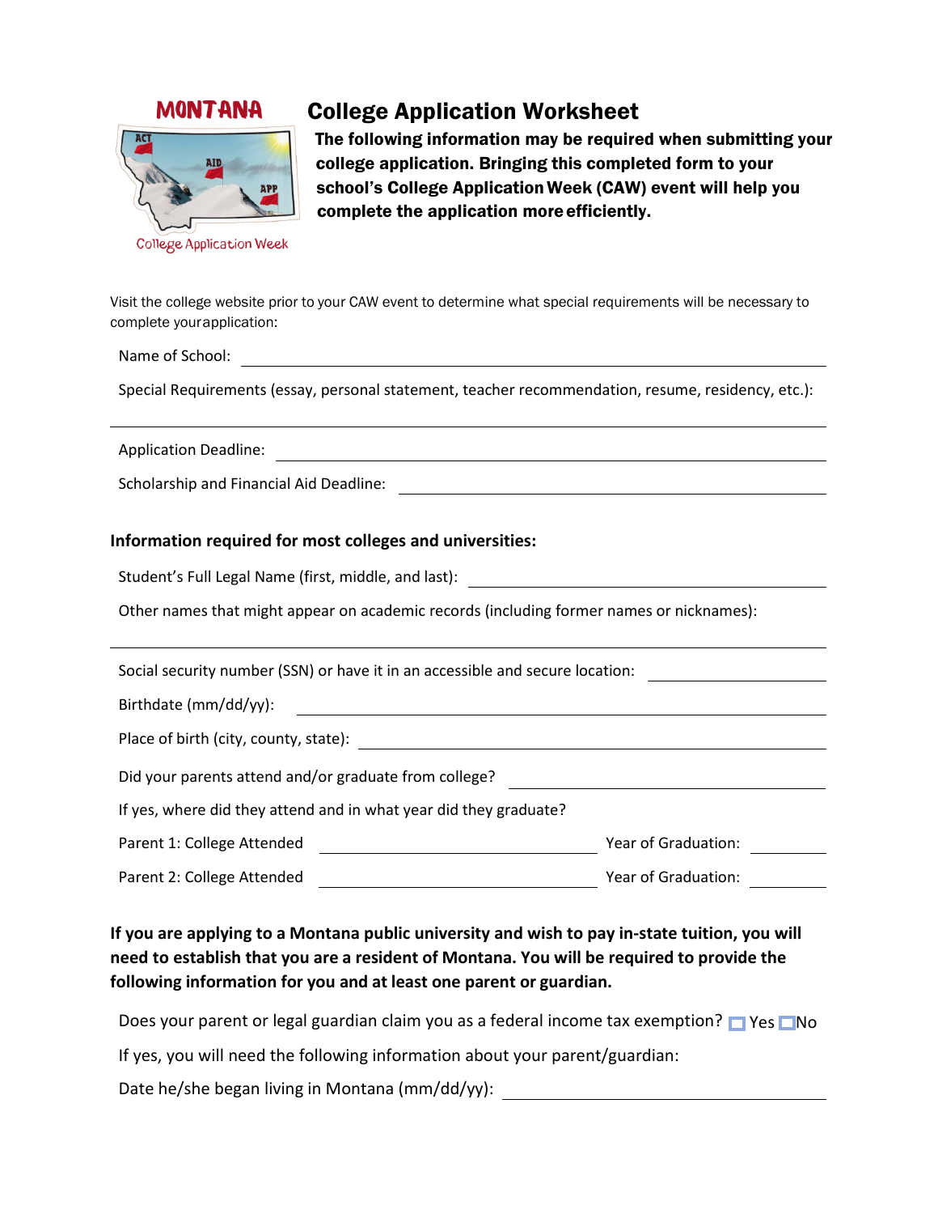MONTANA

College Application Week

# College Application Worksheet

**The following information may be required when submitting your college application. Bringing this completed form to your school's College Application Week (CAW) event will help you complete the application more efficiently.**

Visit the college website prior to your CAW event to determine what special requirements will be necessary to complete your application:

Name of School: ____________________________________________

Special Requirements (essay, personal statement, teacher recommendation, resume, residency, etc.):

____________________________________________

Application Deadline: ____________________________________________

Scholarship and Financial Aid Deadline: ____________________________________________

**Information required for most colleges and universities:**

Student's Full Legal Name (first, middle, and last): ____________________________________________

Other names that might appear on academic records (including former names or nicknames):

____________________________________________

Social security number (SSN) or have it in an accessible and secure location: ____________________

Birthdate (mm/dd/yy): ____________________________________________

Place of birth (city, county, state): ____________________________________________

Did your parents attend and/or graduate from college? ____________________________________________

If yes, where did they attend and in what year did they graduate?

Parent 1: College Attended ______________________________ Year of Graduation: __________

Parent 2: College Attended ______________________________ Year of Graduation: __________

**If you are applying to a Montana public university and wish to pay in-state tuition, you will need to establish that you are a resident of Montana. You will be required to provide the following information for you and at least one parent or guardian.**

Does your parent or legal guardian claim you as a federal income tax exemption? ☐ Yes ☐ No

If yes, you will need the following information about your parent/guardian:

Date he/she began living in Montana (mm/dd/yy): ____________________________________________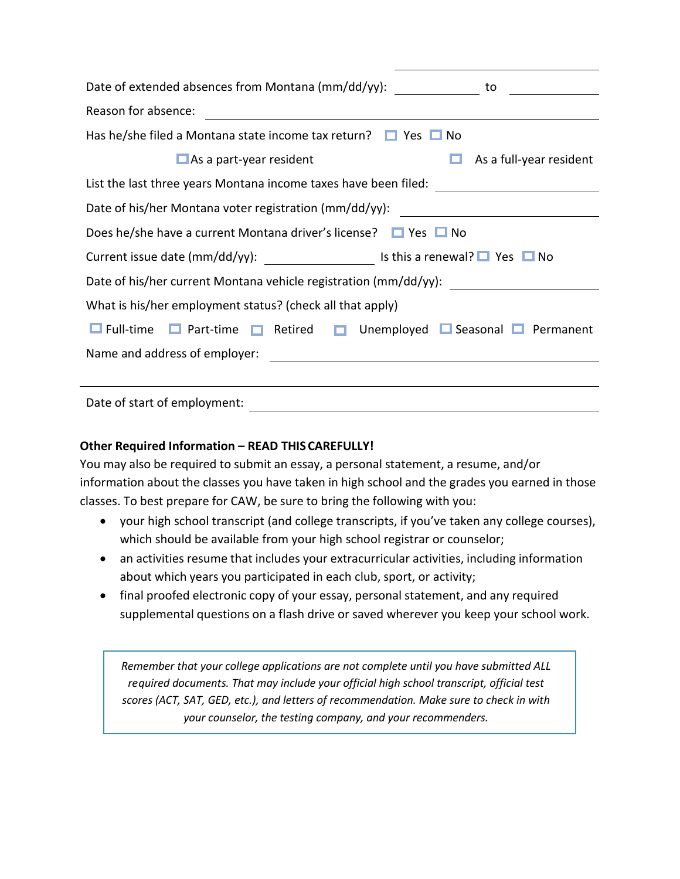Date of extended absences from Montana (mm/dd/yy): __________ to __________

Reason for absence: ______________________________

Has he/she filed a Montana state income tax return? ☐ Yes ☐ No

☐ As a part-year resident ☐ As a full-year resident

List the last three years Montana income taxes have been filed: __________

Date of his/her Montana voter registration (mm/dd/yy): __________

Does he/she have a current Montana driver's license? ☐ Yes ☐ No

Current issue date (mm/dd/yy): __________ Is this a renewal? ☐ Yes ☐ No

Date of his/her current Montana vehicle registration (mm/dd/yy): __________

What is his/her employment status? (check all that apply)

☐ Full-time ☐ Part-time ☐ Retired ☐ Unemployed ☐ Seasonal ☐ Permanent

Name and address of employer: ______________________________

______________________________

Date of start of employment: ______________________________

**Other Required Information – READ THIS CAREFULLY!**

You may also be required to submit an essay, a personal statement, a resume, and/or information about the classes you have taken in high school and the grades you earned in those classes. To best prepare for CAW, be sure to bring the following with you:

- your high school transcript (and college transcripts, if you've taken any college courses), which should be available from your high school registrar or counselor;
- an activities resume that includes your extracurricular activities, including information about which years you participated in each club, sport, or activity;
- final proofed electronic copy of your essay, personal statement, and any required supplemental questions on a flash drive or saved wherever you keep your school work.

*Remember that your college applications are not complete until you have submitted ALL required documents. That may include your official high school transcript, official test scores (ACT, SAT, GED, etc.), and letters of recommendation. Make sure to check in with your counselor, the testing company, and your recommenders.*